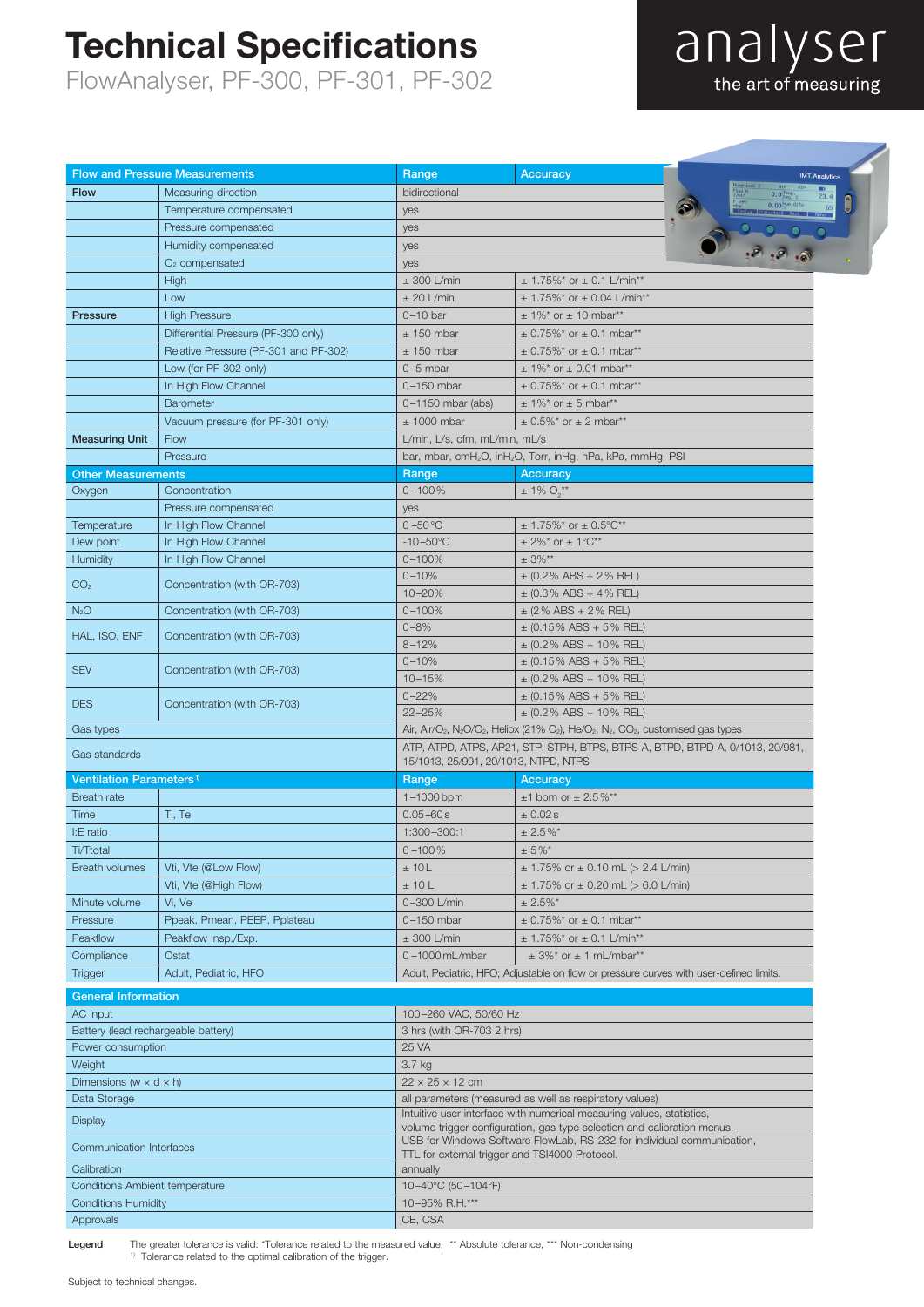# Technical Specifications

FlowAnalyser, PF-300, PF-301, PF-302

analyser
the art of measuring

| Flow and Pressure Measurements | | Range | Accuracy |
|---|---|---|---|
| **Flow** | Measuring direction | bidirectional | |
| | Temperature compensated | yes | |
| | Pressure compensated | yes | |
| | Humidity compensated | yes | |
| | $O_2$ compensated | yes | |
| | High | ± 300 L/min | ± 1.75%* or ± 0.1 L/min** |
| | Low | ± 20 L/min | ± 1.75%* or ± 0.04 L/min** |
| **Pressure** | High Pressure | 0–10 bar | ± 1%* or ± 10 mbar** |
| | Differential Pressure (PF-300 only) | ± 150 mbar | ± 0.75%* or ± 0.1 mbar** |
| | Relative Pressure (PF-301 and PF-302) | ± 150 mbar | ± 0.75%* or ± 0.1 mbar** |
| | Low (for PF-302 only) | 0–5 mbar | ± 1%* or ± 0.01 mbar** |
| | In High Flow Channel | 0–150 mbar | ± 0.75%* or ± 0.1 mbar** |
| | Barometer | 0–1150 mbar (abs) | ± 1%* or ± 5 mbar** |
| | Vacuum pressure (for PF-301 only) | ± 1000 mbar | ± 0.5%* or ± 2 mbar** |
| **Measuring Unit** | Flow | L/min, L/s, cfm, mL/min, mL/s | |
| | Pressure | bar, mbar, $cmH_2O$, $inH_2O$, Torr, inHg, hPa, kPa, mmHg, PSI | |
| **Other Measurements** | | **Range** | **Accuracy** |
| Oxygen | Concentration | 0–100% | ± 1% $O_2$** |
| | Pressure compensated | yes | |
| Temperature | In High Flow Channel | 0–50°C | ± 1.75%* or ± 0.5°C** |
| Dew point | In High Flow Channel | -10–50°C | ± 2%* or ± 1°C** |
| Humidity | In High Flow Channel | 0–100% | ± 3%** |
| $CO_2$ | Concentration (with OR-703) | 0–10% | ± (0.2% ABS + 2% REL) |
| | | 10–20% | ± (0.3% ABS + 4% REL) |
| $N_2O$ | Concentration (with OR-703) | 0–100% | ± (2% ABS + 2% REL) |
| HAL, ISO, ENF | Concentration (with OR-703) | 0–8% | ± (0.15% ABS + 5% REL) |
| | | 8–12% | ± (0.2% ABS + 10% REL) |
| SEV | Concentration (with OR-703) | 0–10% | ± (0.15% ABS + 5% REL) |
| | | 10–15% | ± (0.2% ABS + 10% REL) |
| DES | Concentration (with OR-703) | 0–22% | ± (0.15% ABS + 5% REL) |
| | | 22–25% | ± (0.2% ABS + 10% REL) |
| Gas types | | Air, Air/$O_2$, $N_2O/O_2$, Heliox (21% $O_2$), He/$O_2$, $N_2$, $CO_2$, customised gas types | |
| Gas standards | | ATP, ATPD, ATPS, AP21, STP, STPH, BTPS, BTPS-A, BTPD, BTPD-A, 0/1013, 20/981, 15/1013, 25/991, 20/1013, NTPD, NTPS | |
| **Ventilation Parameters** [1] | | **Range** | **Accuracy** |
| Breath rate | | 1–1000 bpm | ±1 bpm or ± 2.5%** |
| Time | Ti, Te | 0.05–60 s | ± 0.02 s |
| I:E ratio | | 1:300–300:1 | ± 2.5%* |
| Ti/Ttotal | | 0–100% | ± 5%* |
| Breath volumes | Vti, Vte (@Low Flow) | ± 10 L | ± 1.75% or ± 0.10 mL (> 2.4 L/min) |
| | Vti, Vte (@High Flow) | ± 10 L | ± 1.75% or ± 0.20 mL (> 6.0 L/min) |
| Minute volume | Vi, Ve | 0–300 L/min | ± 2.5%* |
| Pressure | Ppeak, Pmean, PEEP, Pplateau | 0–150 mbar | ± 0.75%* or ± 0.1 mbar** |
| Peakflow | Peakflow Insp./Exp. | ± 300 L/min | ± 1.75%* or ± 0.1 L/min** |
| Compliance | Cstat | 0–1000 mL/mbar | ± 3%* or ± 1 mL/mbar** |
| Trigger | Adult, Pediatric, HFO | Adult, Pediatric, HFO; Adjustable on flow or pressure curves with user-defined limits. | |

| General Information | |
|---|---|
| AC input | 100–260 VAC, 50/60 Hz |
| Battery (lead rechargeable battery) | 3 hrs (with OR-703 2 hrs) |
| Power consumption | 25 VA |
| Weight | 3.7 kg |
| Dimensions (w × d × h) | 22 × 25 × 12 cm |
| Data Storage | all parameters (measured as well as respiratory values) |
| Display | Intuitive user interface with numerical measuring values, statistics, volume trigger configuration, gas type selection and calibration menus. |
| Communication Interfaces | USB for Windows Software FlowLab, RS-232 for individual communication, TTL for external trigger and TSI4000 Protocol. |
| Calibration | annually |
| Conditions Ambient temperature | 10–40°C (50–104°F) |
| Conditions Humidity | 10–95% R.H.*** |
| Approvals | CE, CSA |

**Legend** The greater tolerance is valid: *Tolerance related to the measured value, ** Absolute tolerance, *** Non-condensing
[1] Tolerance related to the optimal calibration of the trigger.

Subject to technical changes.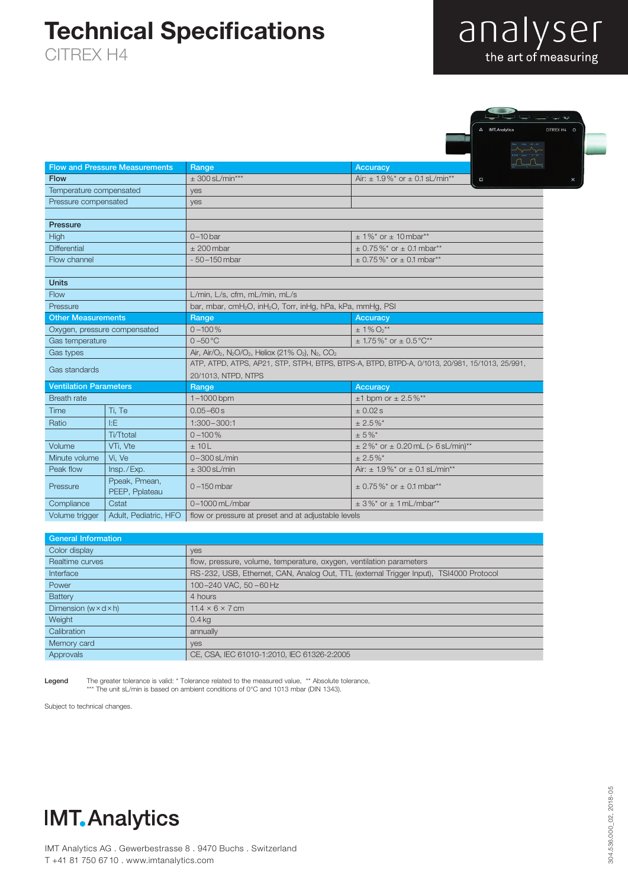# Technical Specifications

CITREX H4

analyser
the art of measuring

| Flow and Pressure Measurements | | Range | Accuracy |
|---|---|---|---|
| **Flow** | | ± 300 sL/min*** | Air: ± 1.9%* or ± 0.1 sL/min** |
| Temperature compensated | | yes | |
| Pressure compensated | | yes | |
| | | | |
| **Pressure** | | | |
| High | | 0–10 bar | ± 1%* or ± 10 mbar** |
| Differential | | ± 200 mbar | ± 0.75%* or ± 0.1 mbar** |
| Flow channel | | - 50–150 mbar | ± 0.75%* or ± 0.1 mbar** |
| | | | |
| **Units** | | | |
| Flow | | L/min, L/s, cfm, mL/min, mL/s | |
| Pressure | | bar, mbar, $cmH_2O$, $inH_2O$, Torr, inHg, hPa, kPa, mmHg, PSI | |
| **Other Measurements** | | **Range** | **Accuracy** |
| Oxygen, pressure compensated | | 0–100% | ± 1% $O_2$** |
| Gas temperature | | 0–50°C | ± 1.75%* or ± 0.5°C** |
| Gas types | | Air, Air/$O_2$, $N_2O/O_2$, Heliox (21% $O_2$), $N_2$, $CO_2$ | |
| Gas standards | | ATP, ATPD, ATPS, AP21, STP, STPH, BTPS, BTPS-A, BTPD, BTPD-A, 0/1013, 20/981, 15/1013, 25/991, 20/1013, NTPD, NTPS | |
| **Ventilation Parameters** | | **Range** | **Accuracy** |
| Breath rate | | 1–1000 bpm | ±1 bpm or ± 2.5%** |
| Time | Ti, Te | 0.05–60 s | ± 0.02 s |
| Ratio | I:E | 1:300–300:1 | ± 2.5%* |
| | Ti/Ttotal | 0–100% | ± 5%* |
| Volume | VTi, Vte | ± 10 L | ± 2%* or ± 0.20 mL (> 6 sL/min)** |
| Minute volume | Vi, Ve | 0–300 sL/min | ± 2.5%* |
| Peak flow | Insp./Exp. | ± 300 sL/min | Air: ± 1.9%* or ± 0.1 sL/min** |
| Pressure | Ppeak, Pmean, PEEP, Pplateau | 0–150 mbar | ± 0.75%* or ± 0.1 mbar** |
| Compliance | Cstat | 0–1000 mL/mbar | ± 3%* or ± 1 mL/mbar** |
| Volume trigger | Adult, Pediatric, HFO | flow or pressure at preset and at adjustable levels | |

| General Information | |
|---|---|
| Color display | yes |
| Realtime curves | flow, pressure, volume, temperature, oxygen, ventilation parameters |
| Interface | RS-232, USB, Ethernet, CAN, Analog Out, TTL (external Trigger Input), TSI4000 Protocol |
| Power | 100–240 VAC, 50–60 Hz |
| Battery | 4 hours |
| Dimension (w × d × h) | 11.4 × 6 × 7 cm |
| Weight | 0.4 kg |
| Calibration | annually |
| Memory card | yes |
| Approvals | CE, CSA, IEC 61010-1:2010, IEC 61326-2:2005 |

**Legend** The greater tolerance is valid: * Tolerance related to the measured value, ** Absolute tolerance,
*** The unit sL/min is based on ambient conditions of 0°C and 1013 mbar (DIN 1343).

Subject to technical changes.

**IMT Analytics**

IMT Analytics AG . Gewerbestrasse 8 . 9470 Buchs . Switzerland
T +41 81 750 67 10 . www.imtanalytics.com

304.536.000_02, 2018-05